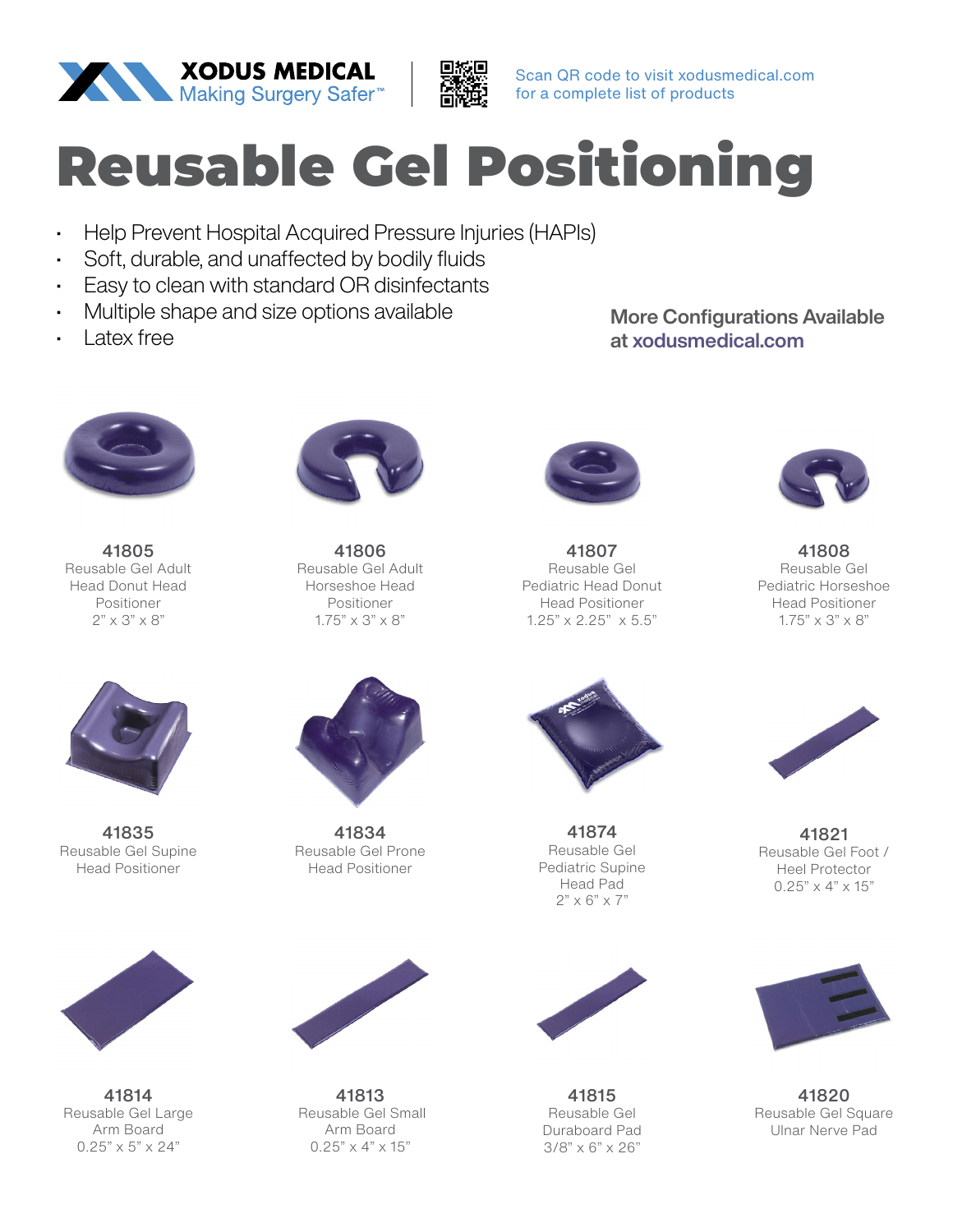XODUS MEDICAL
Making Surgery Safer™

Scan QR code to visit xodusmedical.com for a complete list of products

# Reusable Gel Positioning

- Help Prevent Hospital Acquired Pressure Injuries (HAPIs)
- Soft, durable, and unaffected by bodily fluids
- Easy to clean with standard OR disinfectants
- Multiple shape and size options available
- Latex free

**More Configurations Available at xodusmedical.com**

**41805**
Reusable Gel Adult Head Donut Head Positioner
2" x 3" x 8"

**41806**
Reusable Gel Adult Horseshoe Head Positioner
1.75" x 3" x 8"

**41807**
Reusable Gel Pediatric Head Donut Head Positioner
1.25" x 2.25" x 5.5"

**41808**
Reusable Gel Pediatric Horseshoe Head Positioner
1.75" x 3" x 8"

**41835**
Reusable Gel Supine Head Positioner

**41834**
Reusable Gel Prone Head Positioner

**41874**
Reusable Gel Pediatric Supine Head Pad
2" x 6" x 7"

**41821**
Reusable Gel Foot / Heel Protector
0.25" x 4" x 15"

**41814**
Reusable Gel Large Arm Board
0.25" x 5" x 24"

**41813**
Reusable Gel Small Arm Board
0.25" x 4" x 15"

**41815**
Reusable Gel Duraboard Pad
3/8" x 6" x 26"

**41820**
Reusable Gel Square Ulnar Nerve Pad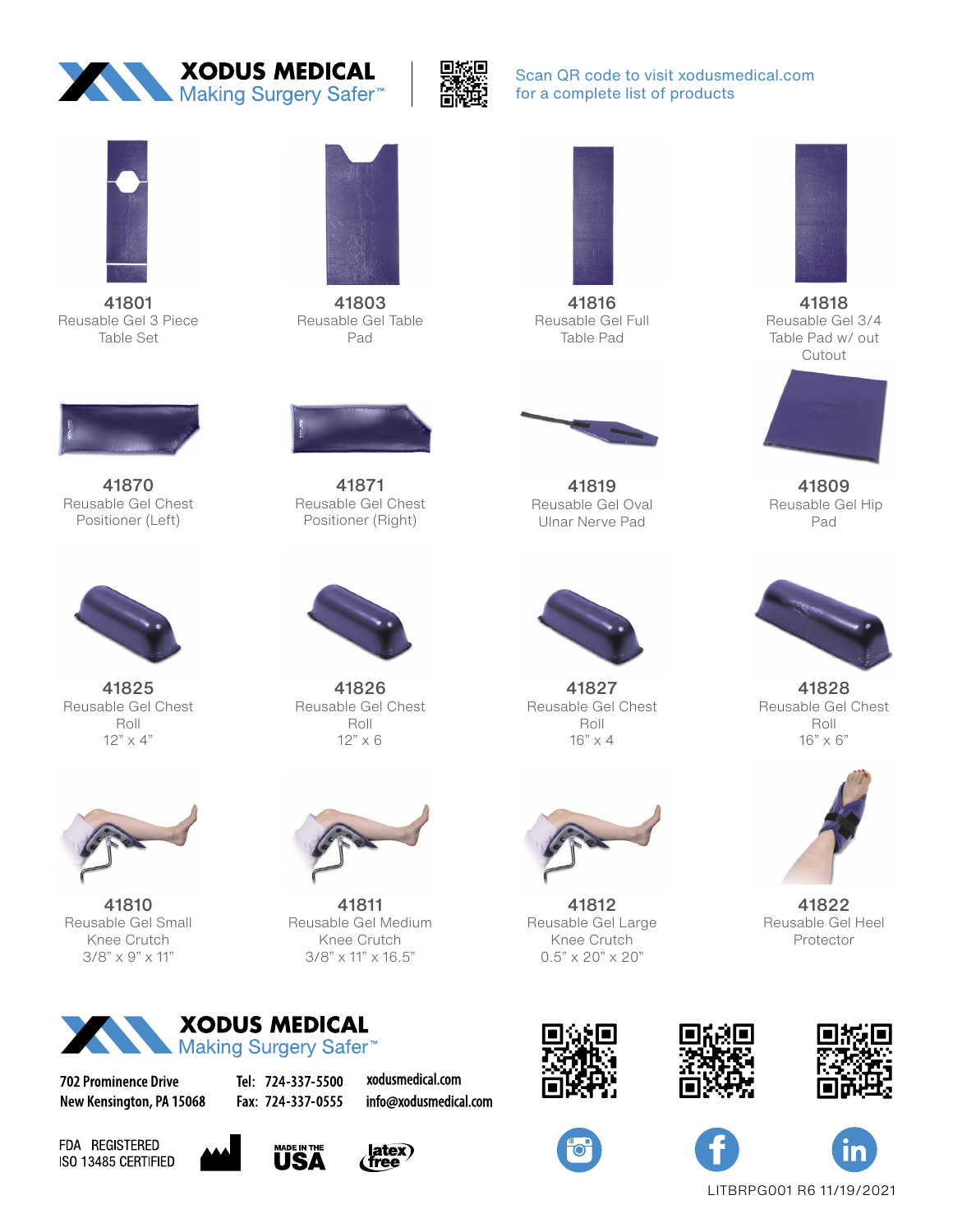# XODUS MEDICAL
Making Surgery Safer™

Scan QR code to visit xodusmedical.com for a complete list of products

**41801**
Reusable Gel 3 Piece Table Set

**41803**
Reusable Gel Table Pad

**41816**
Reusable Gel Full Table Pad

**41818**
Reusable Gel 3/4 Table Pad w/ out Cutout

**41870**
Reusable Gel Chest Positioner (Left)

**41871**
Reusable Gel Chest Positioner (Right)

**41819**
Reusable Gel Oval Ulnar Nerve Pad

**41809**
Reusable Gel Hip Pad

**41825**
Reusable Gel Chest Roll
12" x 4"

**41826**
Reusable Gel Chest Roll
12" x 6

**41827**
Reusable Gel Chest Roll
16" x 4

**41828**
Reusable Gel Chest Roll
16" x 6"

**41810**
Reusable Gel Small Knee Crutch
3/8" x 9" x 11"

**41811**
Reusable Gel Medium Knee Crutch
3/8" x 11" x 16.5"

**41812**
Reusable Gel Large Knee Crutch
0.5" x 20" x 20"

**41822**
Reusable Gel Heel Protector

## XODUS MEDICAL
Making Surgery Safer™

702 Prominence Drive
New Kensington, PA 15068

Tel: 724-337-5500
Fax: 724-337-0555

xodusmedical.com
info@xodusmedical.com

FDA REGISTERED
ISO 13485 CERTIFIED

MADE IN THE USA

latex free

LITBRPG001 R6 11/19/2021